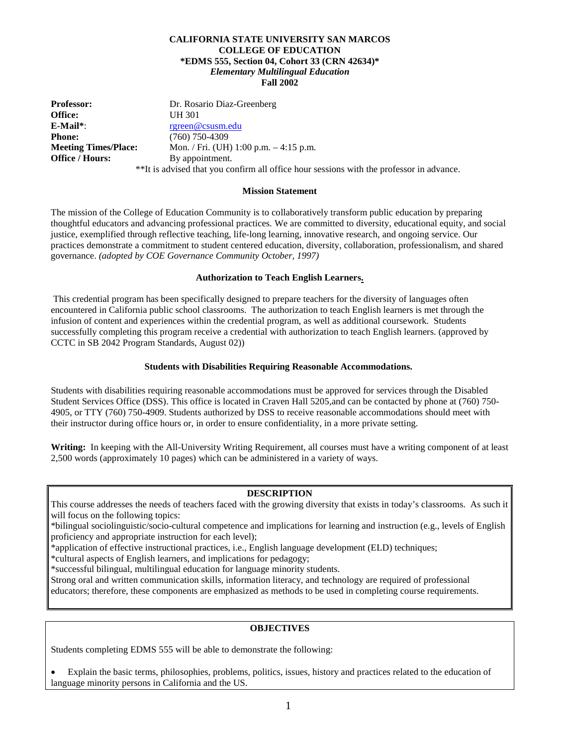**CALIFORNIA STATE UNIVERSITY SAN MARCOS**
**COLLEGE OF EDUCATION**
**\*EDMS 555, Section 04, Cohort 33 (CRN 42634)\***
***Elementary Multilingual Education***
**Fall 2002**

| | |
|---|---|
| **Professor:** | Dr. Rosario Diaz-Greenberg |
| **Office:** | UH 301 |
| **E-Mail\***: | rgreen@csusm.edu |
| **Phone:** | (760) 750-4309 |
| **Meeting Times/Place:** | Mon. / Fri. (UH) 1:00 p.m. – 4:15 p.m. |
| **Office / Hours:** | By appointment. |

\*\*It is advised that you confirm all office hour sessions with the professor in advance.

**Mission Statement**

The mission of the College of Education Community is to collaboratively transform public education by preparing thoughtful educators and advancing professional practices. We are committed to diversity, educational equity, and social justice, exemplified through reflective teaching, life-long learning, innovative research, and ongoing service. Our practices demonstrate a commitment to student centered education, diversity, collaboration, professionalism, and shared governance. *(adopted by COE Governance Community October, 1997)*

**Authorization to Teach English Learners.**

This credential program has been specifically designed to prepare teachers for the diversity of languages often encountered in California public school classrooms. The authorization to teach English learners is met through the infusion of content and experiences within the credential program, as well as additional coursework. Students successfully completing this program receive a credential with authorization to teach English learners. (approved by CCTC in SB 2042 Program Standards, August 02))

**Students with Disabilities Requiring Reasonable Accommodations.**

Students with disabilities requiring reasonable accommodations must be approved for services through the Disabled Student Services Office (DSS). This office is located in Craven Hall 5205,and can be contacted by phone at (760) 750-4905, or TTY (760) 750-4909. Students authorized by DSS to receive reasonable accommodations should meet with their instructor during office hours or, in order to ensure confidentiality, in a more private setting.

**Writing:** In keeping with the All-University Writing Requirement, all courses must have a writing component of at least 2,500 words (approximately 10 pages) which can be administered in a variety of ways.

**DESCRIPTION**

This course addresses the needs of teachers faced with the growing diversity that exists in today's classrooms. As such it will focus on the following topics:
\*bilingual sociolinguistic/socio-cultural competence and implications for learning and instruction (e.g., levels of English proficiency and appropriate instruction for each level);
\*application of effective instructional practices, i.e., English language development (ELD) techniques;
\*cultural aspects of English learners, and implications for pedagogy;
\*successful bilingual, multilingual education for language minority students.
Strong oral and written communication skills, information literacy, and technology are required of professional educators; therefore, these components are emphasized as methods to be used in completing course requirements.

**OBJECTIVES**

Students completing EDMS 555 will be able to demonstrate the following:

- Explain the basic terms, philosophies, problems, politics, issues, history and practices related to the education of language minority persons in California and the US.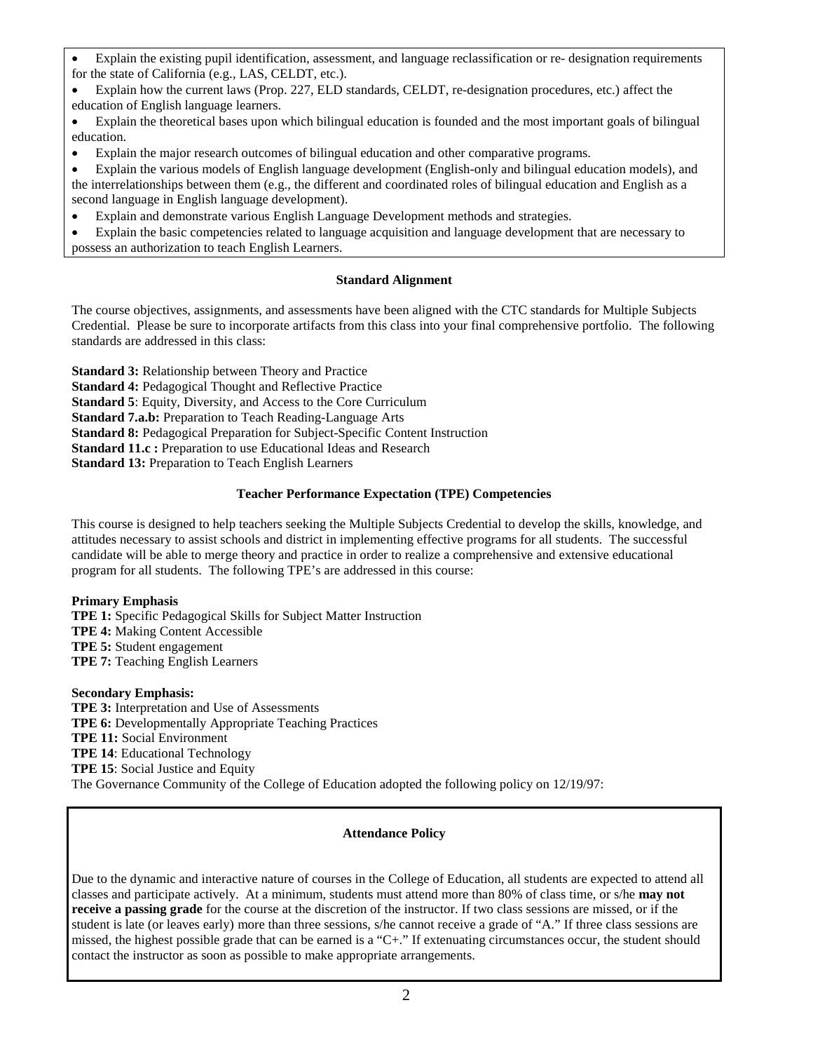- Explain the existing pupil identification, assessment, and language reclassification or re- designation requirements for the state of California (e.g., LAS, CELDT, etc.).
- Explain how the current laws (Prop. 227, ELD standards, CELDT, re-designation procedures, etc.) affect the education of English language learners.
- Explain the theoretical bases upon which bilingual education is founded and the most important goals of bilingual education.
- Explain the major research outcomes of bilingual education and other comparative programs.
- Explain the various models of English language development (English-only and bilingual education models), and the interrelationships between them (e.g., the different and coordinated roles of bilingual education and English as a second language in English language development).
- Explain and demonstrate various English Language Development methods and strategies.
- Explain the basic competencies related to language acquisition and language development that are necessary to possess an authorization to teach English Learners.

### Standard Alignment

The course objectives, assignments, and assessments have been aligned with the CTC standards for Multiple Subjects Credential. Please be sure to incorporate artifacts from this class into your final comprehensive portfolio. The following standards are addressed in this class:

**Standard 3:** Relationship between Theory and Practice
**Standard 4:** Pedagogical Thought and Reflective Practice
**Standard 5**: Equity, Diversity, and Access to the Core Curriculum
**Standard 7.a.b:** Preparation to Teach Reading-Language Arts
**Standard 8:** Pedagogical Preparation for Subject-Specific Content Instruction
**Standard 11.c :** Preparation to use Educational Ideas and Research
**Standard 13:** Preparation to Teach English Learners

### Teacher Performance Expectation (TPE) Competencies

This course is designed to help teachers seeking the Multiple Subjects Credential to develop the skills, knowledge, and attitudes necessary to assist schools and district in implementing effective programs for all students. The successful candidate will be able to merge theory and practice in order to realize a comprehensive and extensive educational program for all students. The following TPE's are addressed in this course:

**Primary Emphasis**
**TPE 1:** Specific Pedagogical Skills for Subject Matter Instruction
**TPE 4:** Making Content Accessible
**TPE 5:** Student engagement
**TPE 7:** Teaching English Learners

**Secondary Emphasis:**
**TPE 3:** Interpretation and Use of Assessments
**TPE 6:** Developmentally Appropriate Teaching Practices
**TPE 11:** Social Environment
**TPE 14**: Educational Technology
**TPE 15**: Social Justice and Equity
The Governance Community of the College of Education adopted the following policy on 12/19/97:

### Attendance Policy

Due to the dynamic and interactive nature of courses in the College of Education, all students are expected to attend all classes and participate actively. At a minimum, students must attend more than 80% of class time, or s/he **may not receive a passing grade** for the course at the discretion of the instructor. If two class sessions are missed, or if the student is late (or leaves early) more than three sessions, s/he cannot receive a grade of "A." If three class sessions are missed, the highest possible grade that can be earned is a "C+." If extenuating circumstances occur, the student should contact the instructor as soon as possible to make appropriate arrangements.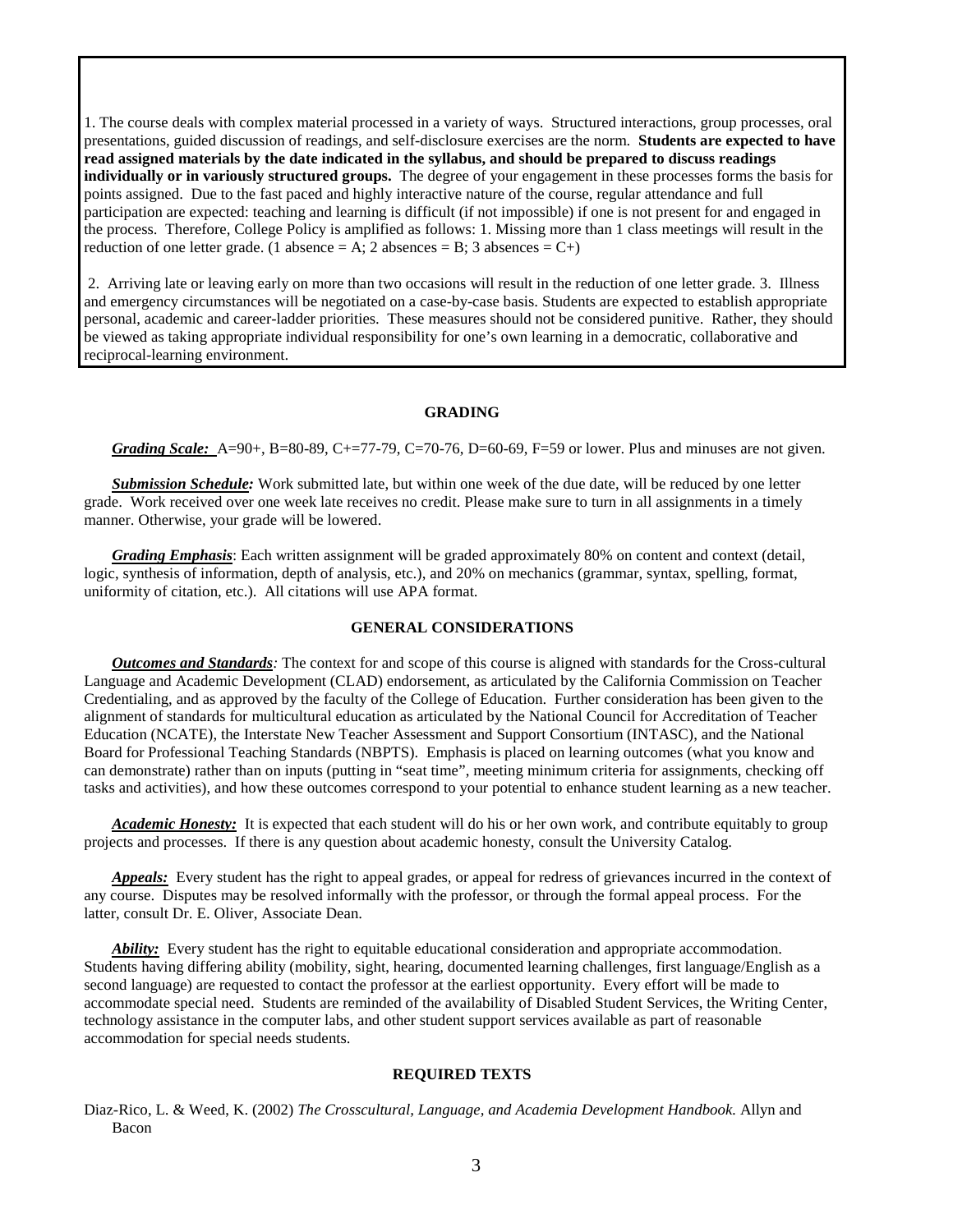1. The course deals with complex material processed in a variety of ways. Structured interactions, group processes, oral presentations, guided discussion of readings, and self-disclosure exercises are the norm. **Students are expected to have read assigned materials by the date indicated in the syllabus, and should be prepared to discuss readings individually or in variously structured groups.** The degree of your engagement in these processes forms the basis for points assigned. Due to the fast paced and highly interactive nature of the course, regular attendance and full participation are expected: teaching and learning is difficult (if not impossible) if one is not present for and engaged in the process. Therefore, College Policy is amplified as follows: 1. Missing more than 1 class meetings will result in the reduction of one letter grade. (1 absence = A; 2 absences = B; 3 absences = C+)

2. Arriving late or leaving early on more than two occasions will result in the reduction of one letter grade. 3. Illness and emergency circumstances will be negotiated on a case-by-case basis. Students are expected to establish appropriate personal, academic and career-ladder priorities. These measures should not be considered punitive. Rather, they should be viewed as taking appropriate individual responsibility for one's own learning in a democratic, collaborative and reciprocal-learning environment.

## GRADING

***Grading Scale:*** A=90+, B=80-89, C+=77-79, C=70-76, D=60-69, F=59 or lower. Plus and minuses are not given.

***Submission Schedule:*** Work submitted late, but within one week of the due date, will be reduced by one letter grade. Work received over one week late receives no credit. Please make sure to turn in all assignments in a timely manner. Otherwise, your grade will be lowered.

***Grading Emphasis***: Each written assignment will be graded approximately 80% on content and context (detail, logic, synthesis of information, depth of analysis, etc.), and 20% on mechanics (grammar, syntax, spelling, format, uniformity of citation, etc.). All citations will use APA format.

## GENERAL CONSIDERATIONS

***Outcomes and Standards:*** The context for and scope of this course is aligned with standards for the Cross-cultural Language and Academic Development (CLAD) endorsement, as articulated by the California Commission on Teacher Credentialing, and as approved by the faculty of the College of Education. Further consideration has been given to the alignment of standards for multicultural education as articulated by the National Council for Accreditation of Teacher Education (NCATE), the Interstate New Teacher Assessment and Support Consortium (INTASC), and the National Board for Professional Teaching Standards (NBPTS). Emphasis is placed on learning outcomes (what you know and can demonstrate) rather than on inputs (putting in "seat time", meeting minimum criteria for assignments, checking off tasks and activities), and how these outcomes correspond to your potential to enhance student learning as a new teacher.

***Academic Honesty:*** It is expected that each student will do his or her own work, and contribute equitably to group projects and processes. If there is any question about academic honesty, consult the University Catalog.

***Appeals:*** Every student has the right to appeal grades, or appeal for redress of grievances incurred in the context of any course. Disputes may be resolved informally with the professor, or through the formal appeal process. For the latter, consult Dr. E. Oliver, Associate Dean.

***Ability:*** Every student has the right to equitable educational consideration and appropriate accommodation. Students having differing ability (mobility, sight, hearing, documented learning challenges, first language/English as a second language) are requested to contact the professor at the earliest opportunity. Every effort will be made to accommodate special need. Students are reminded of the availability of Disabled Student Services, the Writing Center, technology assistance in the computer labs, and other student support services available as part of reasonable accommodation for special needs students.

## REQUIRED TEXTS

Diaz-Rico, L. & Weed, K. (2002) *The Crosscultural, Language, and Academia Development Handbook.* Allyn and Bacon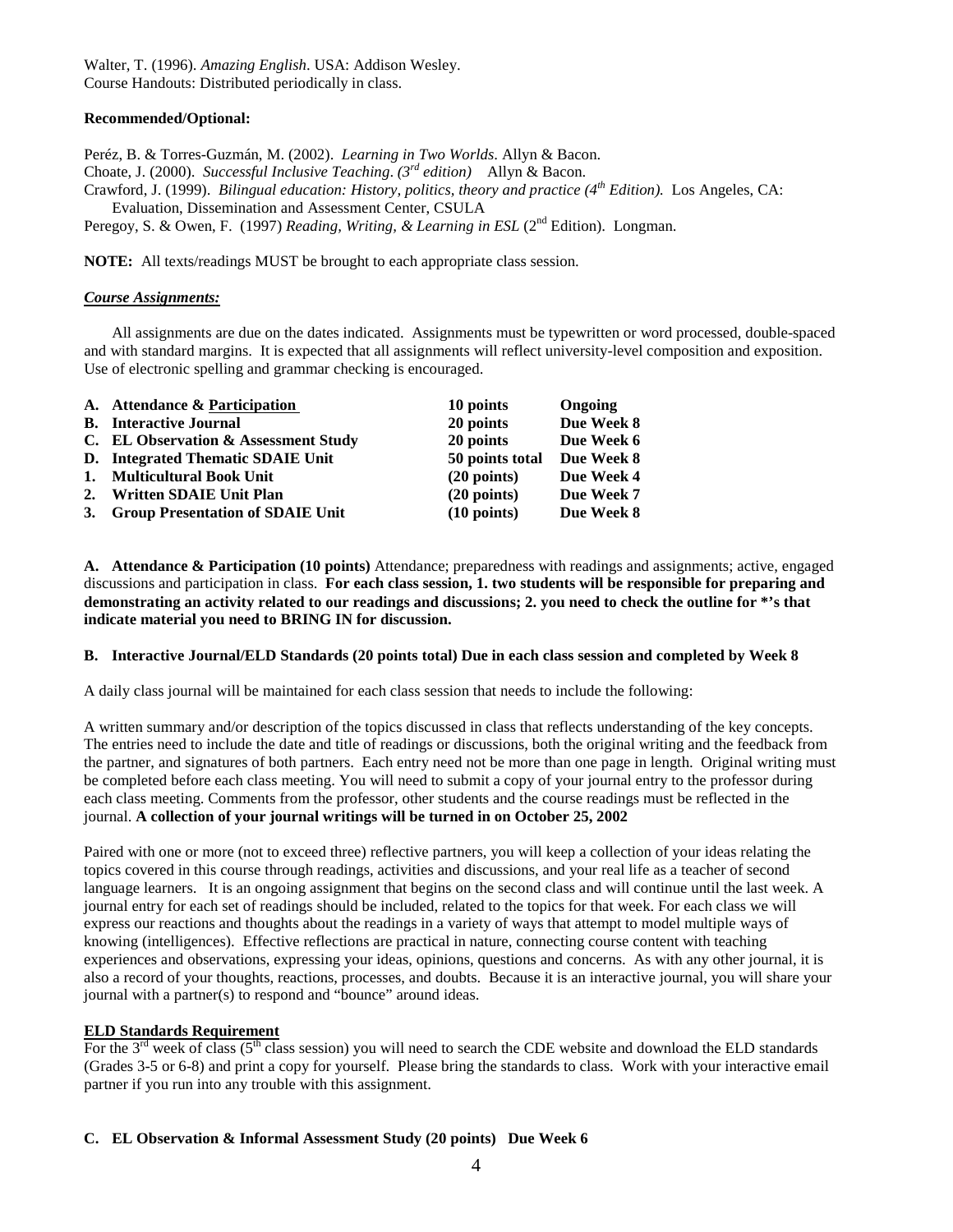Walter, T. (1996). *Amazing English*. USA: Addison Wesley.
Course Handouts: Distributed periodically in class.

**Recommended/Optional:**

Peréz, B. & Torres-Guzmán, M. (2002). *Learning in Two Worlds*. Allyn & Bacon.
Choate, J. (2000). *Successful Inclusive Teaching*. *(3rd edition)* Allyn & Bacon.
Crawford, J. (1999). *Bilingual education: History, politics, theory and practice (4th Edition).* Los Angeles, CA: Evaluation, Dissemination and Assessment Center, CSULA
Peregoy, S. & Owen, F. (1997) *Reading, Writing, & Learning in ESL* (2nd Edition). Longman.

**NOTE:** All texts/readings MUST be brought to each appropriate class session.

***Course Assignments:***

All assignments are due on the dates indicated. Assignments must be typewritten or word processed, double-spaced and with standard margins. It is expected that all assignments will reflect university-level composition and exposition. Use of electronic spelling and grammar checking is encouraged.

| | | | |
|---|---|---|---|
| **A.** | **Attendance & Participation** | **10 points** | **Ongoing** |
| **B.** | **Interactive Journal** | **20 points** | **Due Week 8** |
| **C.** | **EL Observation & Assessment Study** | **20 points** | **Due Week 6** |
| **D.** | **Integrated Thematic SDAIE Unit** | **50 points total** | **Due Week 8** |
| **1.** | **Multicultural Book Unit** | **(20 points)** | **Due Week 4** |
| **2.** | **Written SDAIE Unit Plan** | **(20 points)** | **Due Week 7** |
| **3.** | **Group Presentation of SDAIE Unit** | **(10 points)** | **Due Week 8** |

**A. Attendance & Participation (10 points)** Attendance; preparedness with readings and assignments; active, engaged discussions and participation in class. **For each class session, 1. two students will be responsible for preparing and demonstrating an activity related to our readings and discussions; 2. you need to check the outline for *'s that indicate material you need to BRING IN for discussion.**

**B. Interactive Journal/ELD Standards (20 points total) Due in each class session and completed by Week 8**

A daily class journal will be maintained for each class session that needs to include the following:

A written summary and/or description of the topics discussed in class that reflects understanding of the key concepts. The entries need to include the date and title of readings or discussions, both the original writing and the feedback from the partner, and signatures of both partners. Each entry need not be more than one page in length. Original writing must be completed before each class meeting. You will need to submit a copy of your journal entry to the professor during each class meeting. Comments from the professor, other students and the course readings must be reflected in the journal. **A collection of your journal writings will be turned in on October 25, 2002**

Paired with one or more (not to exceed three) reflective partners, you will keep a collection of your ideas relating the topics covered in this course through readings, activities and discussions, and your real life as a teacher of second language learners. It is an ongoing assignment that begins on the second class and will continue until the last week. A journal entry for each set of readings should be included, related to the topics for that week. For each class we will express our reactions and thoughts about the readings in a variety of ways that attempt to model multiple ways of knowing (intelligences). Effective reflections are practical in nature, connecting course content with teaching experiences and observations, expressing your ideas, opinions, questions and concerns. As with any other journal, it is also a record of your thoughts, reactions, processes, and doubts. Because it is an interactive journal, you will share your journal with a partner(s) to respond and "bounce" around ideas.

**ELD Standards Requirement**

For the 3rd week of class (5th class session) you will need to search the CDE website and download the ELD standards (Grades 3-5 or 6-8) and print a copy for yourself. Please bring the standards to class. Work with your interactive email partner if you run into any trouble with this assignment.

**C. EL Observation & Informal Assessment Study (20 points) Due Week 6**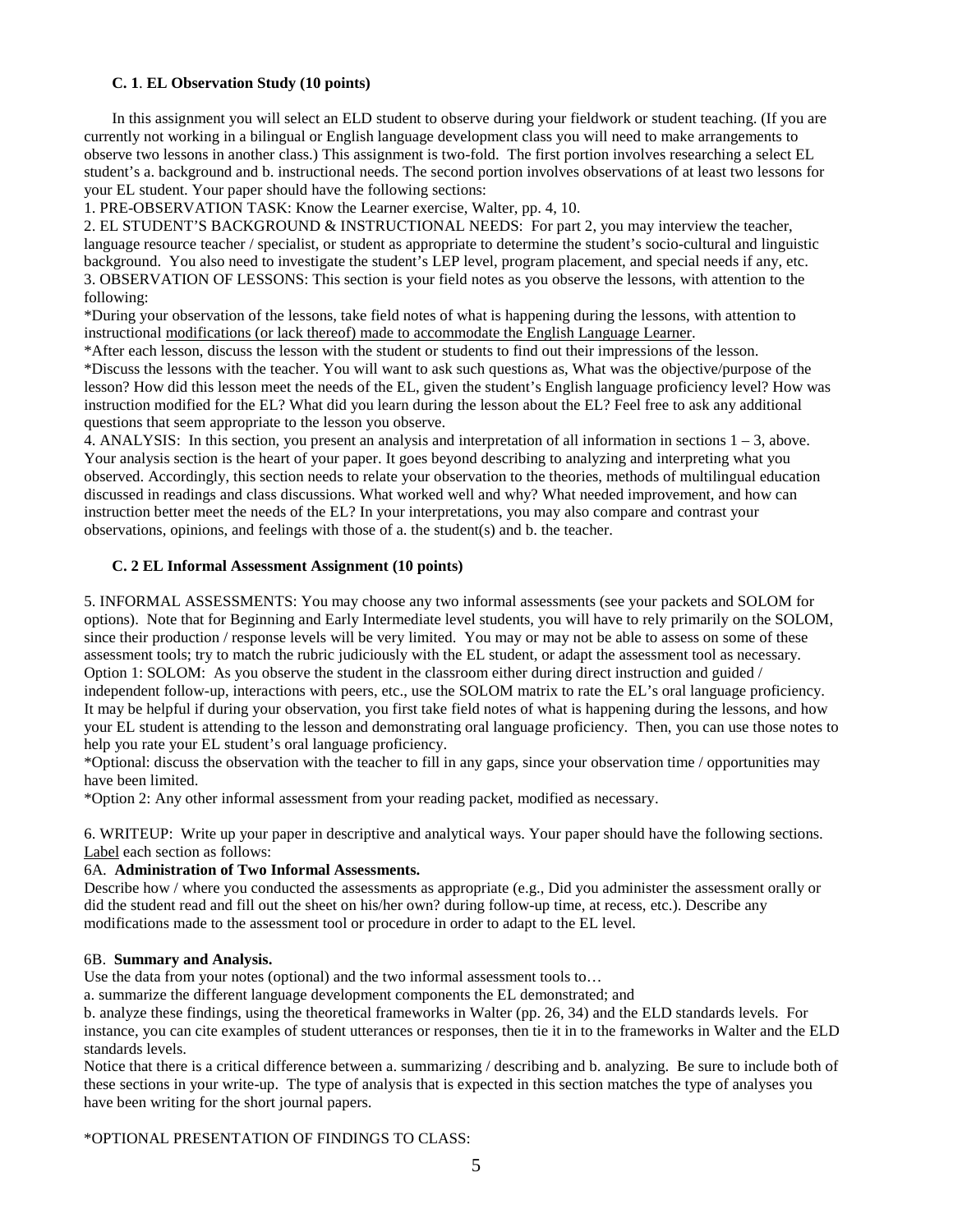### C. 1. EL Observation Study (10 points)

In this assignment you will select an ELD student to observe during your fieldwork or student teaching. (If you are currently not working in a bilingual or English language development class you will need to make arrangements to observe two lessons in another class.) This assignment is two-fold. The first portion involves researching a select EL student's a. background and b. instructional needs. The second portion involves observations of at least two lessons for your EL student. Your paper should have the following sections:

1. PRE-OBSERVATION TASK: Know the Learner exercise, Walter, pp. 4, 10.
2. EL STUDENT'S BACKGROUND & INSTRUCTIONAL NEEDS: For part 2, you may interview the teacher, language resource teacher / specialist, or student as appropriate to determine the student's socio-cultural and linguistic background. You also need to investigate the student's LEP level, program placement, and special needs if any, etc.
3. OBSERVATION OF LESSONS: This section is your field notes as you observe the lessons, with attention to the following:

*During your observation of the lessons, take field notes of what is happening during the lessons, with attention to instructional modifications (or lack thereof) made to accommodate the English Language Learner.

*After each lesson, discuss the lesson with the student or students to find out their impressions of the lesson.

*Discuss the lessons with the teacher. You will want to ask such questions as, What was the objective/purpose of the lesson? How did this lesson meet the needs of the EL, given the student's English language proficiency level? How was instruction modified for the EL? What did you learn during the lesson about the EL? Feel free to ask any additional questions that seem appropriate to the lesson you observe.

4. ANALYSIS: In this section, you present an analysis and interpretation of all information in sections 1 – 3, above. Your analysis section is the heart of your paper. It goes beyond describing to analyzing and interpreting what you observed. Accordingly, this section needs to relate your observation to the theories, methods of multilingual education discussed in readings and class discussions. What worked well and why? What needed improvement, and how can instruction better meet the needs of the EL? In your interpretations, you may also compare and contrast your observations, opinions, and feelings with those of a. the student(s) and b. the teacher.

### C. 2 EL Informal Assessment Assignment (10 points)

5. INFORMAL ASSESSMENTS: You may choose any two informal assessments (see your packets and SOLOM for options). Note that for Beginning and Early Intermediate level students, you will have to rely primarily on the SOLOM, since their production / response levels will be very limited. You may or may not be able to assess on some of these assessment tools; try to match the rubric judiciously with the EL student, or adapt the assessment tool as necessary.

Option 1: SOLOM: As you observe the student in the classroom either during direct instruction and guided / independent follow-up, interactions with peers, etc., use the SOLOM matrix to rate the EL's oral language proficiency. It may be helpful if during your observation, you first take field notes of what is happening during the lessons, and how your EL student is attending to the lesson and demonstrating oral language proficiency. Then, you can use those notes to help you rate your EL student's oral language proficiency.

*Optional: discuss the observation with the teacher to fill in any gaps, since your observation time / opportunities may have been limited.

*Option 2: Any other informal assessment from your reading packet, modified as necessary.

6. WRITEUP: Write up your paper in descriptive and analytical ways. Your paper should have the following sections. Label each section as follows:

6A. **Administration of Two Informal Assessments.**

Describe how / where you conducted the assessments as appropriate (e.g., Did you administer the assessment orally or did the student read and fill out the sheet on his/her own? during follow-up time, at recess, etc.). Describe any modifications made to the assessment tool or procedure in order to adapt to the EL level.

6B. **Summary and Analysis.**

Use the data from your notes (optional) and the two informal assessment tools to…

a. summarize the different language development components the EL demonstrated; and

b. analyze these findings, using the theoretical frameworks in Walter (pp. 26, 34) and the ELD standards levels. For instance, you can cite examples of student utterances or responses, then tie it in to the frameworks in Walter and the ELD standards levels.

Notice that there is a critical difference between a. summarizing / describing and b. analyzing. Be sure to include both of these sections in your write-up. The type of analysis that is expected in this section matches the type of analyses you have been writing for the short journal papers.

*OPTIONAL PRESENTATION OF FINDINGS TO CLASS: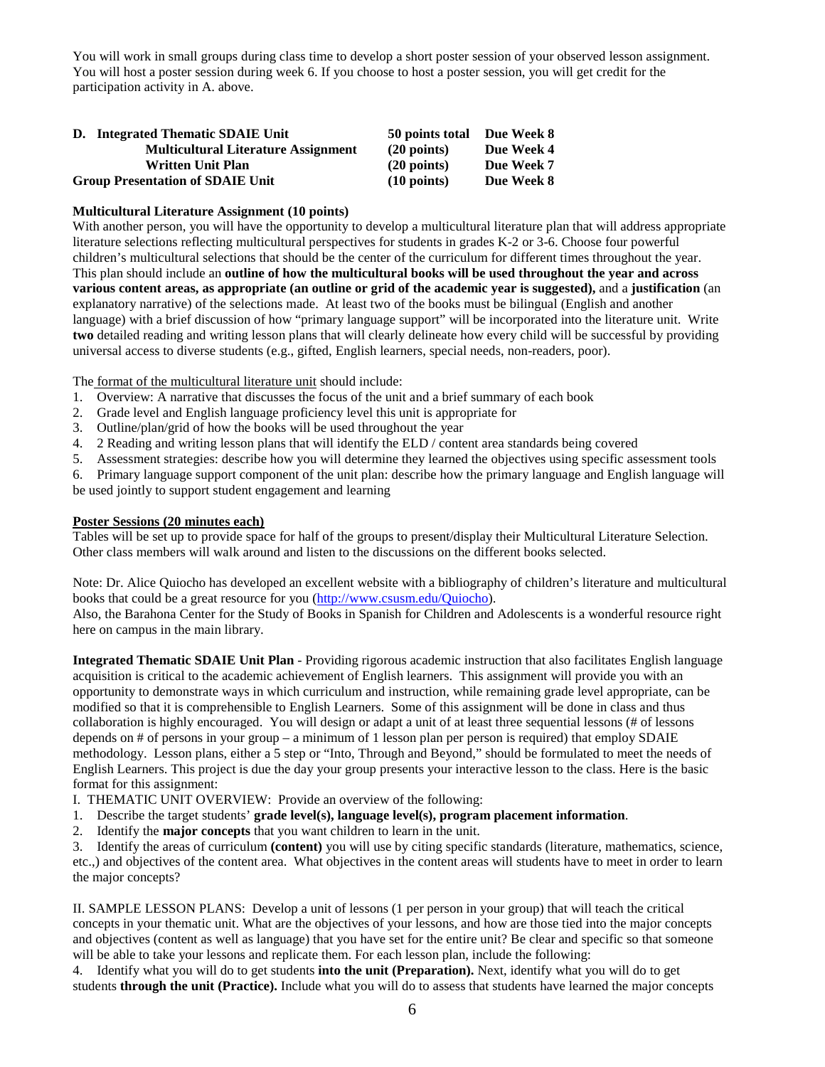You will work in small groups during class time to develop a short poster session of your observed lesson assignment. You will host a poster session during week 6. If you choose to host a poster session, you will get credit for the participation activity in A. above.

| **D. Integrated Thematic SDAIE Unit** | **50 points total** | **Due Week 8** |
|---|---|---|
| **Multicultural Literature Assignment** | **(20 points)** | **Due Week 4** |
| **Written Unit Plan** | **(20 points)** | **Due Week 7** |
| **Group Presentation of SDAIE Unit** | **(10 points)** | **Due Week 8** |

**Multicultural Literature Assignment (10 points)**

With another person, you will have the opportunity to develop a multicultural literature plan that will address appropriate literature selections reflecting multicultural perspectives for students in grades K-2 or 3-6. Choose four powerful children's multicultural selections that should be the center of the curriculum for different times throughout the year. This plan should include an **outline of how the multicultural books will be used throughout the year and across various content areas, as appropriate (an outline or grid of the academic year is suggested),** and a **justification** (an explanatory narrative) of the selections made. At least two of the books must be bilingual (English and another language) with a brief discussion of how "primary language support" will be incorporated into the literature unit. Write **two** detailed reading and writing lesson plans that will clearly delineate how every child will be successful by providing universal access to diverse students (e.g., gifted, English learners, special needs, non-readers, poor).

The format of the multicultural literature unit should include:

1. Overview: A narrative that discusses the focus of the unit and a brief summary of each book
2. Grade level and English language proficiency level this unit is appropriate for
3. Outline/plan/grid of how the books will be used throughout the year
4. 2 Reading and writing lesson plans that will identify the ELD / content area standards being covered
5. Assessment strategies: describe how you will determine they learned the objectives using specific assessment tools
6. Primary language support component of the unit plan: describe how the primary language and English language will be used jointly to support student engagement and learning

**Poster Sessions (20 minutes each)**

Tables will be set up to provide space for half of the groups to present/display their Multicultural Literature Selection. Other class members will walk around and listen to the discussions on the different books selected.

Note: Dr. Alice Quiocho has developed an excellent website with a bibliography of children's literature and multicultural books that could be a great resource for you (http://www.csusm.edu/Quiocho).
Also, the Barahona Center for the Study of Books in Spanish for Children and Adolescents is a wonderful resource right here on campus in the main library.

**Integrated Thematic SDAIE Unit Plan** - Providing rigorous academic instruction that also facilitates English language acquisition is critical to the academic achievement of English learners. This assignment will provide you with an opportunity to demonstrate ways in which curriculum and instruction, while remaining grade level appropriate, can be modified so that it is comprehensible to English Learners. Some of this assignment will be done in class and thus collaboration is highly encouraged. You will design or adapt a unit of at least three sequential lessons (# of lessons depends on # of persons in your group – a minimum of 1 lesson plan per person is required) that employ SDAIE methodology. Lesson plans, either a 5 step or "Into, Through and Beyond," should be formulated to meet the needs of English Learners. This project is due the day your group presents your interactive lesson to the class. Here is the basic format for this assignment:

I. THEMATIC UNIT OVERVIEW: Provide an overview of the following:

1. Describe the target students' **grade level(s), language level(s), program placement information**.
2. Identify the **major concepts** that you want children to learn in the unit.
3. Identify the areas of curriculum **(content)** you will use by citing specific standards (literature, mathematics, science, etc.,) and objectives of the content area. What objectives in the content areas will students have to meet in order to learn the major concepts?

II. SAMPLE LESSON PLANS: Develop a unit of lessons (1 per person in your group) that will teach the critical concepts in your thematic unit. What are the objectives of your lessons, and how are those tied into the major concepts and objectives (content as well as language) that you have set for the entire unit? Be clear and specific so that someone will be able to take your lessons and replicate them. For each lesson plan, include the following:

4. Identify what you will do to get students **into the unit (Preparation).** Next, identify what you will do to get students **through the unit (Practice).** Include what you will do to assess that students have learned the major concepts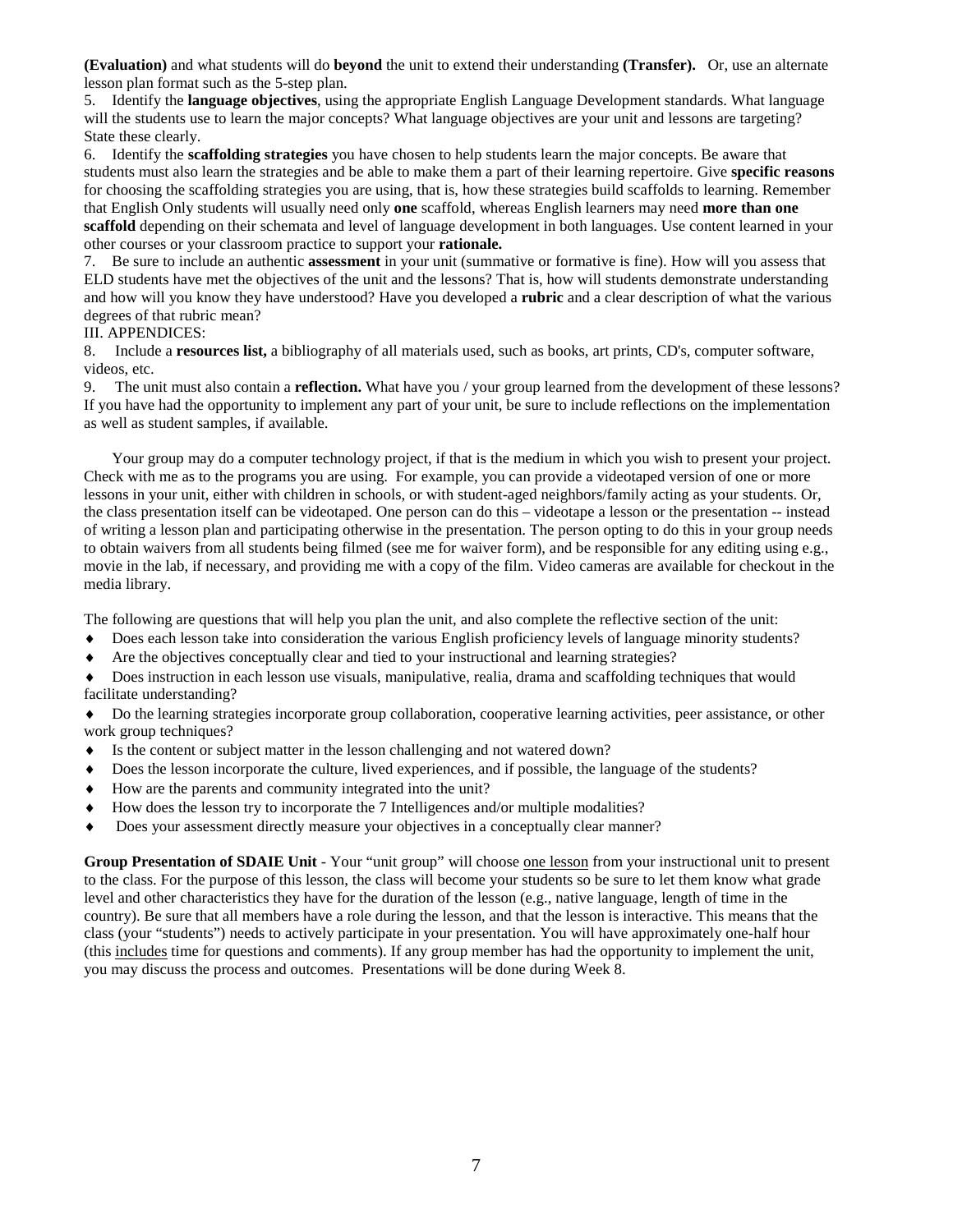**(Evaluation)** and what students will do **beyond** the unit to extend their understanding **(Transfer).** Or, use an alternate lesson plan format such as the 5-step plan.

5. Identify the **language objectives**, using the appropriate English Language Development standards. What language will the students use to learn the major concepts? What language objectives are your unit and lessons are targeting? State these clearly.

6. Identify the **scaffolding strategies** you have chosen to help students learn the major concepts. Be aware that students must also learn the strategies and be able to make them a part of their learning repertoire. Give **specific reasons** for choosing the scaffolding strategies you are using, that is, how these strategies build scaffolds to learning. Remember that English Only students will usually need only **one** scaffold, whereas English learners may need **more than one scaffold** depending on their schemata and level of language development in both languages. Use content learned in your other courses or your classroom practice to support your **rationale.**

7. Be sure to include an authentic **assessment** in your unit (summative or formative is fine). How will you assess that ELD students have met the objectives of the unit and the lessons? That is, how will students demonstrate understanding and how will you know they have understood? Have you developed a **rubric** and a clear description of what the various degrees of that rubric mean?

III. APPENDICES:

8. Include a **resources list,** a bibliography of all materials used, such as books, art prints, CD's, computer software, videos, etc.

9. The unit must also contain a **reflection.** What have you / your group learned from the development of these lessons? If you have had the opportunity to implement any part of your unit, be sure to include reflections on the implementation as well as student samples, if available.

Your group may do a computer technology project, if that is the medium in which you wish to present your project. Check with me as to the programs you are using. For example, you can provide a videotaped version of one or more lessons in your unit, either with children in schools, or with student-aged neighbors/family acting as your students. Or, the class presentation itself can be videotaped. One person can do this – videotape a lesson or the presentation -- instead of writing a lesson plan and participating otherwise in the presentation. The person opting to do this in your group needs to obtain waivers from all students being filmed (see me for waiver form), and be responsible for any editing using e.g., movie in the lab, if necessary, and providing me with a copy of the film. Video cameras are available for checkout in the media library.

The following are questions that will help you plan the unit, and also complete the reflective section of the unit:

- Does each lesson take into consideration the various English proficiency levels of language minority students?
- Are the objectives conceptually clear and tied to your instructional and learning strategies?
- Does instruction in each lesson use visuals, manipulative, realia, drama and scaffolding techniques that would facilitate understanding?
- Do the learning strategies incorporate group collaboration, cooperative learning activities, peer assistance, or other work group techniques?
- Is the content or subject matter in the lesson challenging and not watered down?
- Does the lesson incorporate the culture, lived experiences, and if possible, the language of the students?
- How are the parents and community integrated into the unit?
- How does the lesson try to incorporate the 7 Intelligences and/or multiple modalities?
- Does your assessment directly measure your objectives in a conceptually clear manner?

**Group Presentation of SDAIE Unit** - Your "unit group" will choose one lesson from your instructional unit to present to the class. For the purpose of this lesson, the class will become your students so be sure to let them know what grade level and other characteristics they have for the duration of the lesson (e.g., native language, length of time in the country). Be sure that all members have a role during the lesson, and that the lesson is interactive. This means that the class (your "students") needs to actively participate in your presentation. You will have approximately one-half hour (this includes time for questions and comments). If any group member has had the opportunity to implement the unit, you may discuss the process and outcomes. Presentations will be done during Week 8.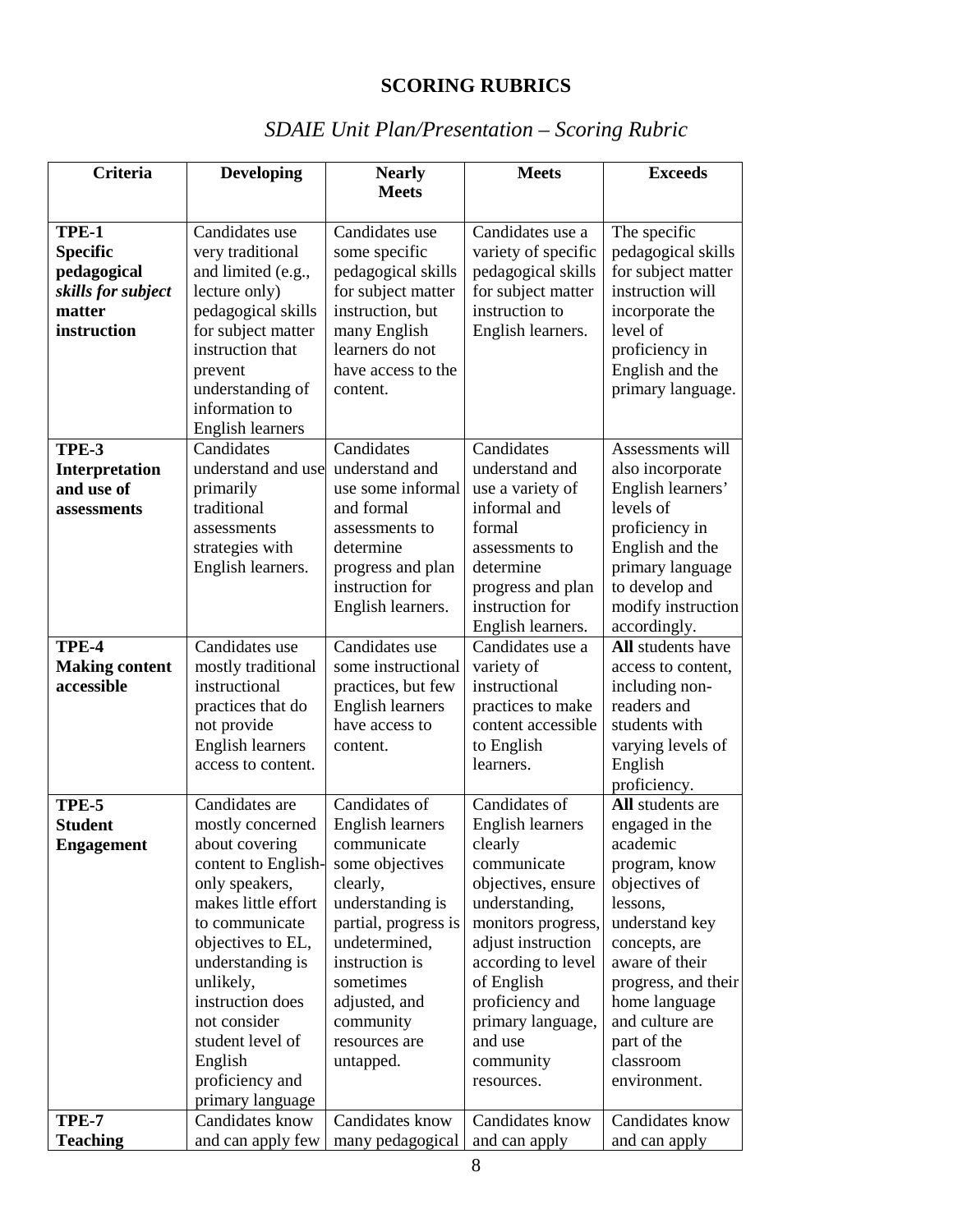## SCORING RUBRICS

### *SDAIE Unit Plan/Presentation – Scoring Rubric*

| Criteria | Developing | Nearly Meets | Meets | Exceeds |
|---|---|---|---|---|
| **TPE-1 Specific pedagogical** ***skills for subject*** **matter instruction** | Candidates use very traditional and limited (e.g., lecture only) pedagogical skills for subject matter instruction that prevent understanding of information to English learners | Candidates use some specific pedagogical skills for subject matter instruction, but many English learners do not have access to the content. | Candidates use a variety of specific pedagogical skills for subject matter instruction to English learners. | The specific pedagogical skills for subject matter instruction will incorporate the level of proficiency in English and the primary language. |
| **TPE-3 Interpretation and use of assessments** | Candidates understand and use primarily traditional assessments strategies with English learners. | Candidates understand and use some informal and formal assessments to determine progress and plan instruction for English learners. | Candidates understand and use a variety of informal and formal assessments to determine progress and plan instruction for English learners. | Assessments will also incorporate English learners' levels of proficiency in English and the primary language to develop and modify instruction accordingly. |
| **TPE-4 Making content accessible** | Candidates use mostly traditional instructional practices that do not provide English learners access to content. | Candidates use some instructional practices, but few English learners have access to content. | Candidates use a variety of instructional practices to make content accessible to English learners. | **All** students have access to content, including non-readers and students with varying levels of English proficiency. |
| **TPE-5 Student Engagement** | Candidates are mostly concerned about covering content to English-only speakers, makes little effort to communicate objectives to EL, understanding is unlikely, instruction does not consider student level of English proficiency and primary language | Candidates of English learners communicate some objectives clearly, understanding is partial, progress is undetermined, instruction is sometimes adjusted, and community resources are untapped. | Candidates of English learners clearly communicate objectives, ensure understanding, monitors progress, adjust instruction according to level of English proficiency and primary language, and use community resources. | **All** students are engaged in the academic program, know objectives of lessons, understand key concepts, are aware of their progress, and their home language and culture are part of the classroom environment. |
| **TPE-7 Teaching** | Candidates know and can apply few | Candidates know many pedagogical | Candidates know and can apply | Candidates know and can apply |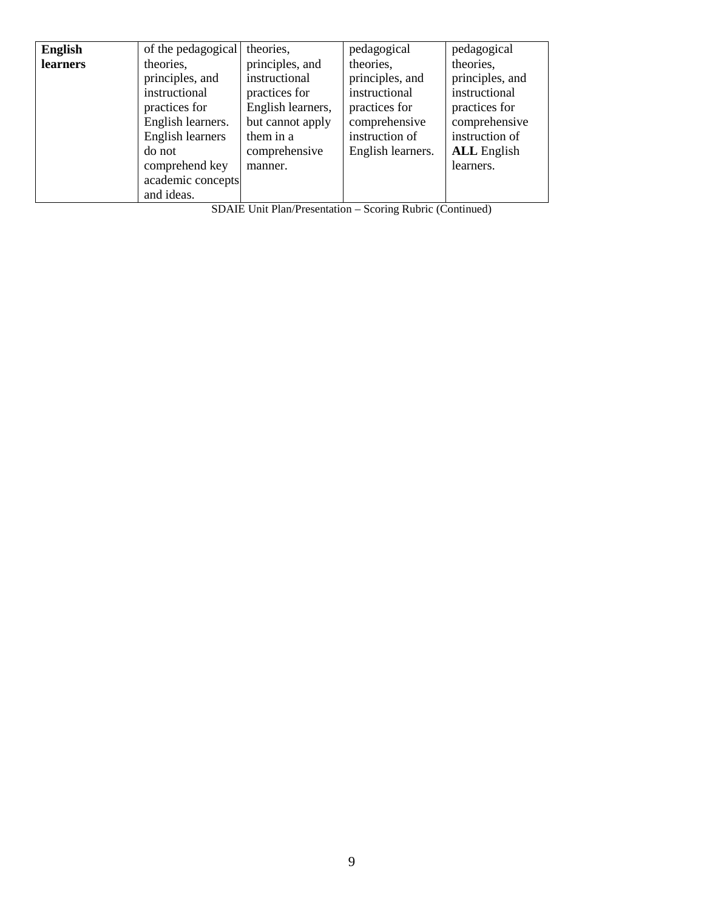| **English learners** | of the pedagogical theories, principles, and instructional practices for English learners. English learners do not comprehend key academic concepts and ideas. | theories, principles, and instructional practices for English learners, but cannot apply them in a comprehensive manner. | pedagogical theories, principles, and instructional practices for comprehensive instruction of English learners. | pedagogical theories, principles, and instructional practices for comprehensive instruction of **ALL** English learners. |
|---|---|---|---|---|

SDAIE Unit Plan/Presentation – Scoring Rubric (Continued)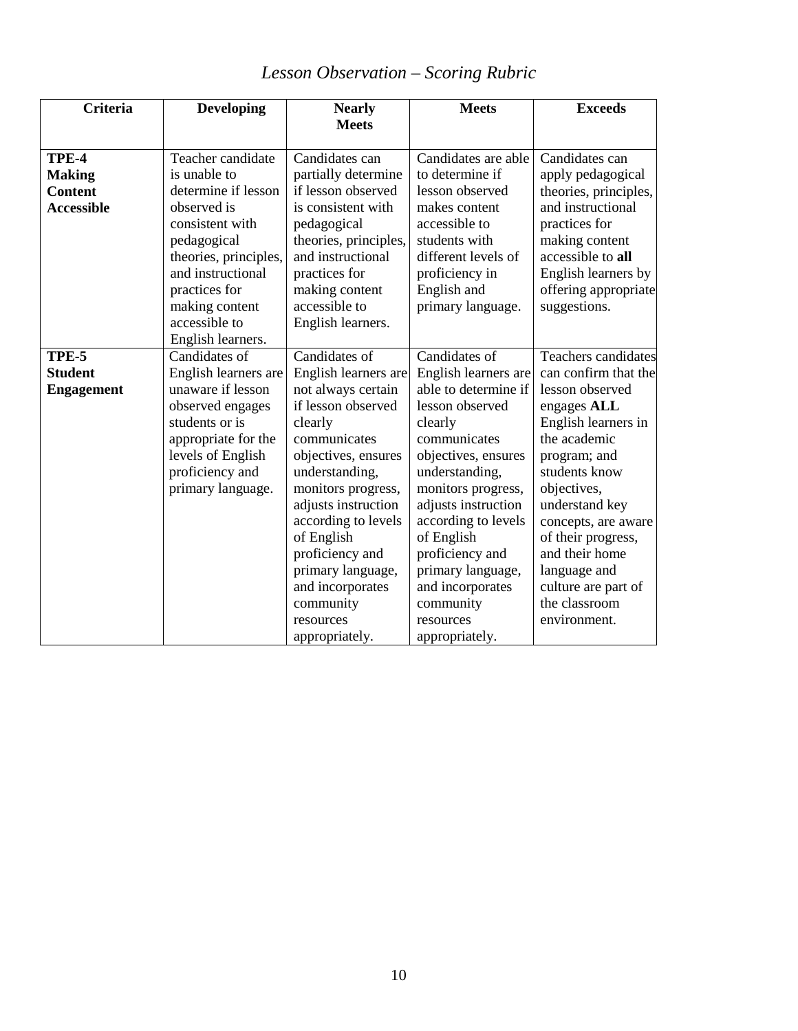*Lesson Observation – Scoring Rubric*

| Criteria | Developing | Nearly Meets | Meets | Exceeds |
|---|---|---|---|---|
| **TPE-4 Making Content Accessible** | Teacher candidate is unable to determine if lesson observed is consistent with pedagogical theories, principles, and instructional practices for making content accessible to English learners. | Candidates can partially determine if lesson observed is consistent with pedagogical theories, principles, and instructional practices for making content accessible to English learners. | Candidates are able to determine if lesson observed makes content accessible to students with different levels of proficiency in English and primary language. | Candidates can apply pedagogical theories, principles, and instructional practices for making content accessible to **all** English learners by offering appropriate suggestions. |
| **TPE-5 Student Engagement** | Candidates of English learners are unaware if lesson observed engages students or is appropriate for the levels of English proficiency and primary language. | Candidates of English learners are not always certain if lesson observed clearly communicates objectives, ensures understanding, monitors progress, adjusts instruction according to levels of English proficiency and primary language, and incorporates community resources appropriately. | Candidates of English learners are able to determine if lesson observed clearly communicates objectives, ensures understanding, monitors progress, adjusts instruction according to levels of English proficiency and primary language, and incorporates community resources appropriately. | Teachers candidates can confirm that the lesson observed engages **ALL** English learners in the academic program; and students know objectives, understand key concepts, are aware of their progress, and their home language and culture are part of the classroom environment. |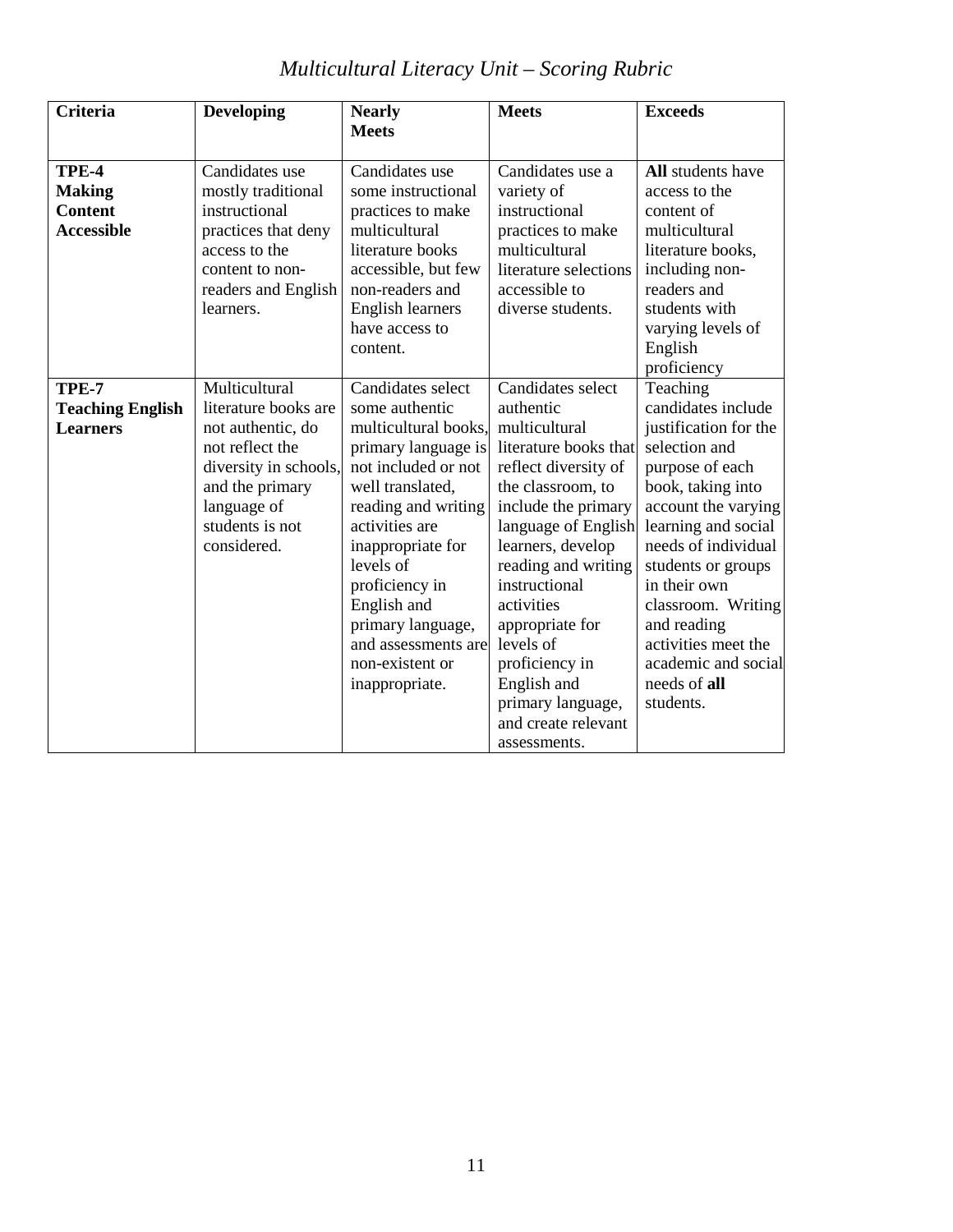*Multicultural Literacy Unit – Scoring Rubric*

| **Criteria** | **Developing** | **Nearly Meets** | **Meets** | **Exceeds** |
|---|---|---|---|---|
| **TPE-4 Making Content Accessible** | Candidates use mostly traditional instructional practices that deny access to the content to non-readers and English learners. | Candidates use some instructional practices to make multicultural literature books accessible, but few non-readers and English learners have access to content. | Candidates use a variety of instructional practices to make multicultural literature selections accessible to diverse students. | **All** students have access to the content of multicultural literature books, including non-readers and students with varying levels of English proficiency |
| **TPE-7 Teaching English Learners** | Multicultural literature books are not authentic, do not reflect the diversity in schools, and the primary language of students is not considered. | Candidates select some authentic multicultural books, primary language is not included or not well translated, reading and writing activities are inappropriate for levels of proficiency in English and primary language, and assessments are non-existent or inappropriate. | Candidates select authentic multicultural literature books that reflect diversity of the classroom, to include the primary language of English learners, develop reading and writing instructional activities appropriate for levels of proficiency in English and primary language, and create relevant assessments. | Teaching candidates include justification for the selection and purpose of each book, taking into account the varying learning and social needs of individual students or groups in their own classroom. Writing and reading activities meet the academic and social needs of **all** students. |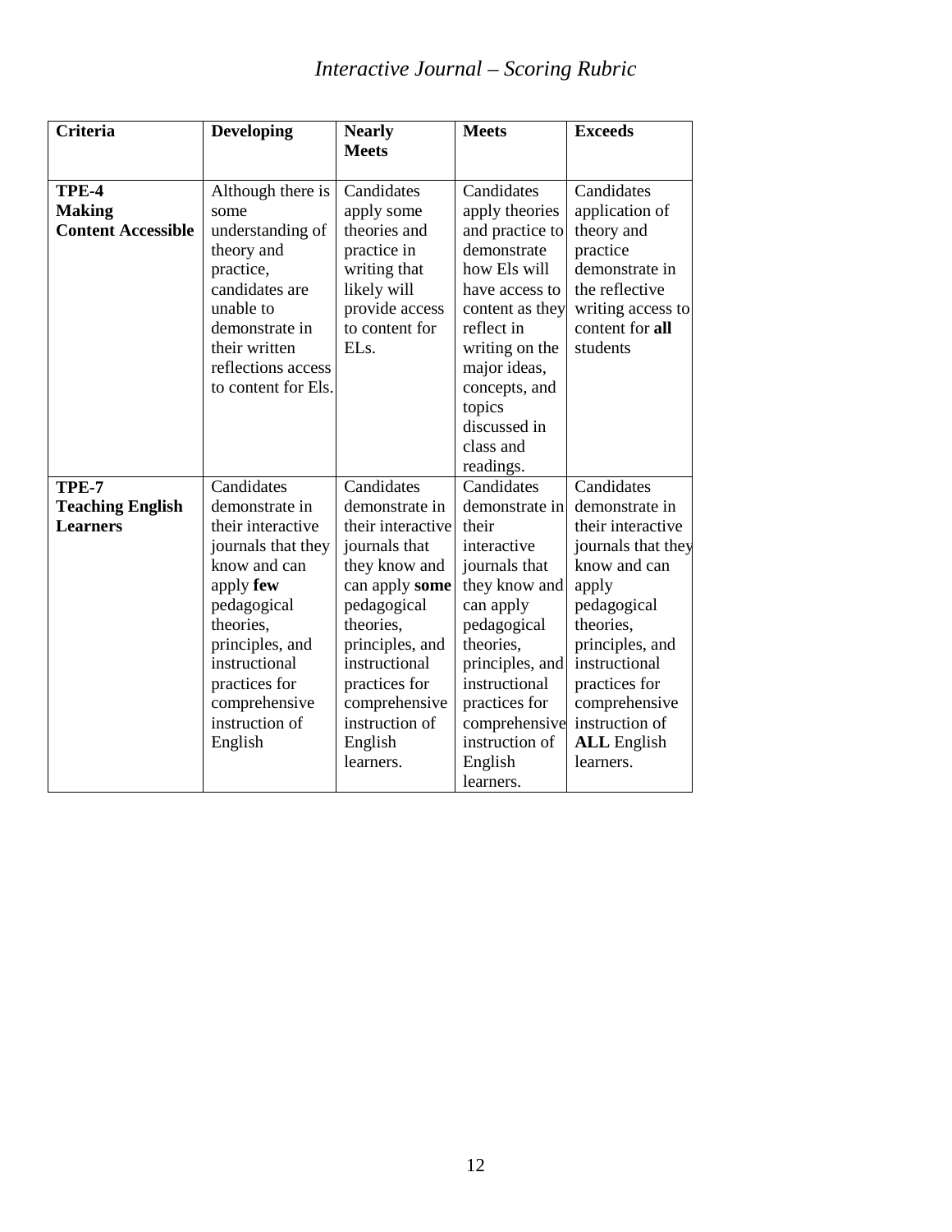*Interactive Journal – Scoring Rubric*

| Criteria | Developing | Nearly Meets | Meets | Exceeds |
|---|---|---|---|---|
| **TPE-4 Making Content Accessible** | Although there is some understanding of theory and practice, candidates are unable to demonstrate in their written reflections access to content for Els. | Candidates apply some theories and practice in writing that likely will provide access to content for ELs. | Candidates apply theories and practice to demonstrate how Els will have access to content as they reflect in writing on the major ideas, concepts, and topics discussed in class and readings. | Candidates application of theory and practice demonstrate in the reflective writing access to content for **all** students |
| **TPE-7 Teaching English Learners** | Candidates demonstrate in their interactive journals that they know and can apply **few** pedagogical theories, principles, and instructional practices for comprehensive instruction of English | Candidates demonstrate in their interactive journals that they know and can apply **some** pedagogical theories, principles, and instructional practices for comprehensive instruction of English learners. | Candidates demonstrate in their interactive journals that they know and can apply pedagogical theories, principles, and instructional practices for comprehensive instruction of English learners. | Candidates demonstrate in their interactive journals that they know and can apply pedagogical theories, principles, and instructional practices for comprehensive instruction of **ALL** English learners. |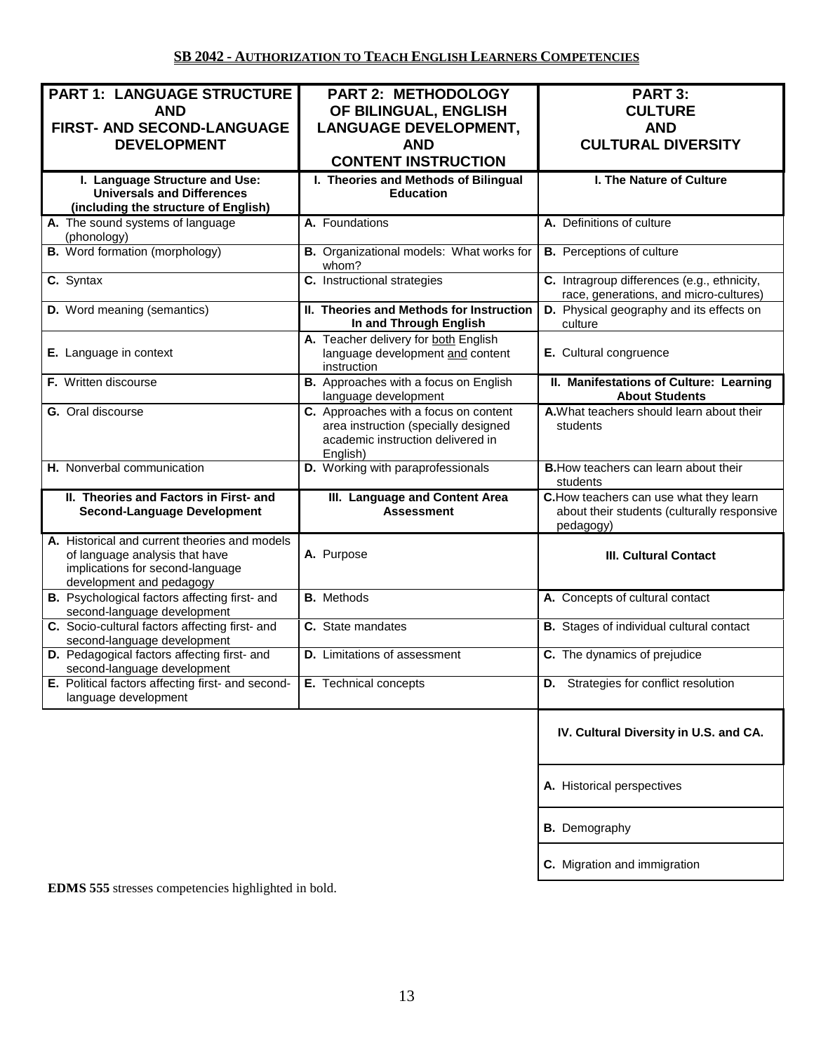## SB 2042 - AUTHORIZATION TO TEACH ENGLISH LEARNERS COMPETENCIES

| **PART 1: LANGUAGE STRUCTURE AND FIRST- AND SECOND-LANGUAGE DEVELOPMENT** | **PART 2: METHODOLOGY OF BILINGUAL, ENGLISH LANGUAGE DEVELOPMENT, AND CONTENT INSTRUCTION** | **PART 3: CULTURE AND CULTURAL DIVERSITY** |
|---|---|---|
| **I. Language Structure and Use: Universals and Differences (including the structure of English)** | **I. Theories and Methods of Bilingual Education** | **I. The Nature of Culture** |
| **A.** The sound systems of language (phonology) | **A.** Foundations | **A.** Definitions of culture |
| **B.** Word formation (morphology) | **B.** Organizational models: What works for whom? | **B.** Perceptions of culture |
| **C.** Syntax | **C.** Instructional strategies | **C.** Intragroup differences (e.g., ethnicity, race, generations, and micro-cultures) |
| **D.** Word meaning (semantics) | **II. Theories and Methods for Instruction In and Through English** | **D.** Physical geography and its effects on culture |
| **E.** Language in context | **A.** Teacher delivery for both English language development and content instruction | **E.** Cultural congruence |
| **F.** Written discourse | **B.** Approaches with a focus on English language development | **II. Manifestations of Culture: Learning About Students** |
| **G.** Oral discourse | **C.** Approaches with a focus on content area instruction (specially designed academic instruction delivered in English) | **A.** What teachers should learn about their students |
| **H.** Nonverbal communication | **D.** Working with paraprofessionals | **B.** How teachers can learn about their students |
| **II. Theories and Factors in First- and Second-Language Development** | **III. Language and Content Area Assessment** | **C.** How teachers can use what they learn about their students (culturally responsive pedagogy) |
| **A.** Historical and current theories and models of language analysis that have implications for second-language development and pedagogy | **A.** Purpose | **III. Cultural Contact** |
| **B.** Psychological factors affecting first- and second-language development | **B.** Methods | **A.** Concepts of cultural contact |
| **C.** Socio-cultural factors affecting first- and second-language development | **C.** State mandates | **B.** Stages of individual cultural contact |
| **D.** Pedagogical factors affecting first- and second-language development | **D.** Limitations of assessment | **C.** The dynamics of prejudice |
| **E.** Political factors affecting first- and second-language development | **E.** Technical concepts | **D.** Strategies for conflict resolution |
| | | **IV. Cultural Diversity in U.S. and CA.** |
| | | **A.** Historical perspectives |
| | | **B.** Demography |
| | | **C.** Migration and immigration |

**EDMS 555** stresses competencies highlighted in bold.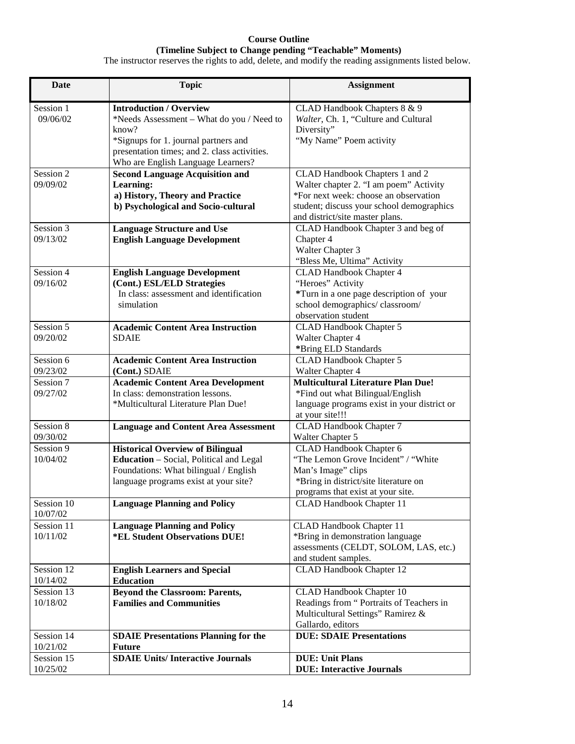**Course Outline**

**(Timeline Subject to Change pending "Teachable" Moments)**

The instructor reserves the rights to add, delete, and modify the reading assignments listed below.

| Date | Topic | Assignment |
|---|---|---|
| Session 1<br>09/06/02 | **Introduction / Overview**<br>*Needs Assessment – What do you / Need to know?<br>*Signups for 1. journal partners and presentation times; and 2. class activities.<br>Who are English Language Learners? | CLAD Handbook Chapters 8 & 9<br>*Walter*, Ch. 1, "Culture and Cultural Diversity"<br>"My Name" Poem activity |
| Session 2<br>09/09/02 | **Second Language Acquisition and Learning:**<br>**a) History, Theory and Practice**<br>**b) Psychological and Socio-cultural** | CLAD Handbook Chapters 1 and 2<br>Walter chapter 2. "I am poem" Activity<br>*For next week: choose an observation student; discuss your school demographics and district/site master plans. |
| Session 3<br>09/13/02 | **Language Structure and Use**<br>**English Language Development** | CLAD Handbook Chapter 3 and beg of Chapter 4<br>Walter Chapter 3<br>"Bless Me, Ultima" Activity |
| Session 4<br>09/16/02 | **English Language Development (Cont.) ESL/ELD Strategies**<br>In class: assessment and identification simulation | CLAD Handbook Chapter 4<br>"Heroes" Activity<br>*Turn in a one page description of your school demographics/ classroom/ observation student |
| Session 5<br>09/20/02 | **Academic Content Area Instruction**<br>SDAIE | CLAD Handbook Chapter 5<br>Walter Chapter 4<br>*Bring ELD Standards |
| Session 6<br>09/23/02 | **Academic Content Area Instruction (Cont.)** SDAIE | CLAD Handbook Chapter 5<br>Walter Chapter 4 |
| Session 7<br>09/27/02 | **Academic Content Area Development**<br>In class: demonstration lessons.<br>*Multicultural Literature Plan Due! | **Multicultural Literature Plan Due!**<br>*Find out what Bilingual/English language programs exist in your district or at your site!!! |
| Session 8<br>09/30/02 | **Language and Content Area Assessment** | CLAD Handbook Chapter 7<br>Walter Chapter 5 |
| Session 9<br>10/04/02 | **Historical Overview of Bilingual Education** – Social, Political and Legal Foundations: What bilingual / English language programs exist at your site? | CLAD Handbook Chapter 6<br>"The Lemon Grove Incident" / "White Man's Image" clips<br>*Bring in district/site literature on programs that exist at your site. |
| Session 10<br>10/07/02 | **Language Planning and Policy** | CLAD Handbook Chapter 11 |
| Session 11<br>10/11/02 | **Language Planning and Policy**<br>***EL Student Observations DUE!** | CLAD Handbook Chapter 11<br>*Bring in demonstration language assessments (CELDT, SOLOM, LAS, etc.) and student samples. |
| Session 12<br>10/14/02 | **English Learners and Special Education** | CLAD Handbook Chapter 12 |
| Session 13<br>10/18/02 | **Beyond the Classroom: Parents, Families and Communities** | CLAD Handbook Chapter 10<br>Readings from " Portraits of Teachers in Multicultural Settings" Ramirez & Gallardo, editors |
| Session 14<br>10/21/02 | **SDAIE Presentations Planning for the Future** | **DUE: SDAIE Presentations** |
| Session 15<br>10/25/02 | **SDAIE Units/ Interactive Journals** | **DUE: Unit Plans**<br>**DUE: Interactive Journals** |